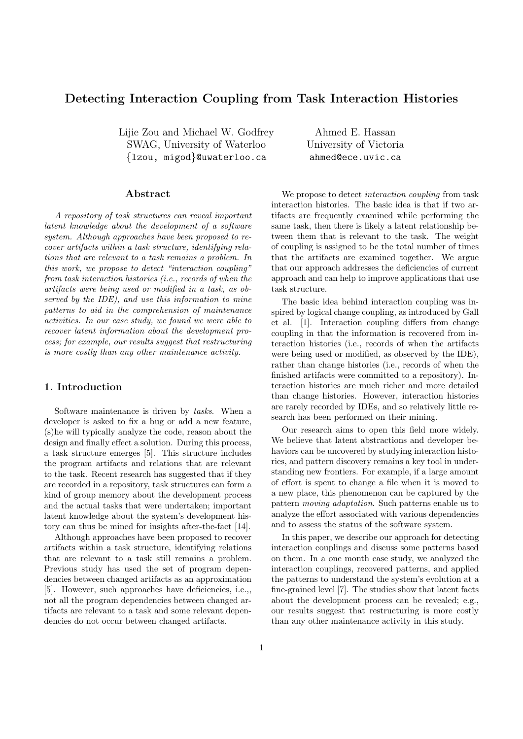# Detecting Interaction Coupling from Task Interaction Histories

Lijie Zou and Michael W. Godfrey
SWAG, University of Waterloo
{lzou, migod}@uwaterloo.ca

Ahmed E. Hassan
University of Victoria
ahmed@ece.uvic.ca

## Abstract

*A repository of task structures can reveal important latent knowledge about the development of a software system. Although approaches have been proposed to recover artifacts within a task structure, identifying relations that are relevant to a task remains a problem. In this work, we propose to detect "interaction coupling" from task interaction histories (i.e., records of when the artifacts were being used or modified in a task, as observed by the IDE), and use this information to mine patterns to aid in the comprehension of maintenance activities. In our case study, we found we were able to recover latent information about the development process; for example, our results suggest that restructuring is more costly than any other maintenance activity.*

## 1. Introduction

Software maintenance is driven by *tasks*. When a developer is asked to fix a bug or add a new feature, (s)he will typically analyze the code, reason about the design and finally effect a solution. During this process, a task structure emerges [5]. This structure includes the program artifacts and relations that are relevant to the task. Recent research has suggested that if they are recorded in a repository, task structures can form a kind of group memory about the development process and the actual tasks that were undertaken; important latent knowledge about the system's development history can thus be mined for insights after-the-fact [14].

Although approaches have been proposed to recover artifacts within a task structure, identifying relations that are relevant to a task still remains a problem. Previous study has used the set of program dependencies between changed artifacts as an approximation [5]. However, such approaches have deficiencies, i.e.,, not all the program dependencies between changed artifacts are relevant to a task and some relevant dependencies do not occur between changed artifacts.

We propose to detect *interaction coupling* from task interaction histories. The basic idea is that if two artifacts are frequently examined while performing the same task, then there is likely a latent relationship between them that is relevant to the task. The weight of coupling is assigned to be the total number of times that the artifacts are examined together. We argue that our approach addresses the deficiencies of current approach and can help to improve applications that use task structure.

The basic idea behind interaction coupling was inspired by logical change coupling, as introduced by Gall et al. [1]. Interaction coupling differs from change coupling in that the information is recovered from interaction histories (i.e., records of when the artifacts were being used or modified, as observed by the IDE), rather than change histories (i.e., records of when the finished artifacts were committed to a repository). Interaction histories are much richer and more detailed than change histories. However, interaction histories are rarely recorded by IDEs, and so relatively little research has been performed on their mining.

Our research aims to open this field more widely. We believe that latent abstractions and developer behaviors can be uncovered by studying interaction histories, and pattern discovery remains a key tool in understanding new frontiers. For example, if a large amount of effort is spent to change a file when it is moved to a new place, this phenomenon can be captured by the pattern *moving adaptation*. Such patterns enable us to analyze the effort associated with various dependencies and to assess the status of the software system.

In this paper, we describe our approach for detecting interaction couplings and discuss some patterns based on them. In a one month case study, we analyzed the interaction couplings, recovered patterns, and applied the patterns to understand the system's evolution at a fine-grained level [7]. The studies show that latent facts about the development process can be revealed; e.g., our results suggest that restructuring is more costly than any other maintenance activity in this study.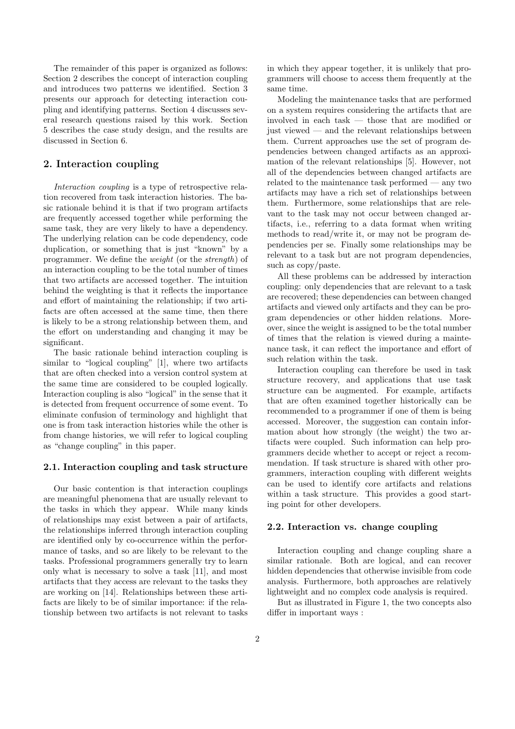The remainder of this paper is organized as follows: Section 2 describes the concept of interaction coupling and introduces two patterns we identified. Section 3 presents our approach for detecting interaction coupling and identifying patterns. Section 4 discusses several research questions raised by this work. Section 5 describes the case study design, and the results are discussed in Section 6.

## 2. Interaction coupling

*Interaction coupling* is a type of retrospective relation recovered from task interaction histories. The basic rationale behind it is that if two program artifacts are frequently accessed together while performing the same task, they are very likely to have a dependency. The underlying relation can be code dependency, code duplication, or something that is just "known" by a programmer. We define the *weight* (or the *strength*) of an interaction coupling to be the total number of times that two artifacts are accessed together. The intuition behind the weighting is that it reflects the importance and effort of maintaining the relationship; if two artifacts are often accessed at the same time, then there is likely to be a strong relationship between them, and the effort on understanding and changing it may be significant.

The basic rationale behind interaction coupling is similar to "logical coupling" [1], where two artifacts that are often checked into a version control system at the same time are considered to be coupled logically. Interaction coupling is also "logical" in the sense that it is detected from frequent occurrence of some event. To eliminate confusion of terminology and highlight that one is from task interaction histories while the other is from change histories, we will refer to logical coupling as "change coupling" in this paper.

### 2.1. Interaction coupling and task structure

Our basic contention is that interaction couplings are meaningful phenomena that are usually relevant to the tasks in which they appear. While many kinds of relationships may exist between a pair of artifacts, the relationships inferred through interaction coupling are identified only by co-occurrence within the performance of tasks, and so are likely to be relevant to the tasks. Professional programmers generally try to learn only what is necessary to solve a task [11], and most artifacts that they access are relevant to the tasks they are working on [14]. Relationships between these artifacts are likely to be of similar importance: if the relationship between two artifacts is not relevant to tasks in which they appear together, it is unlikely that programmers will choose to access them frequently at the same time.

Modeling the maintenance tasks that are performed on a system requires considering the artifacts that are involved in each task — those that are modified or just viewed — and the relevant relationships between them. Current approaches use the set of program dependencies between changed artifacts as an approximation of the relevant relationships [5]. However, not all of the dependencies between changed artifacts are related to the maintenance task performed — any two artifacts may have a rich set of relationships between them. Furthermore, some relationships that are relevant to the task may not occur between changed artifacts, i.e., referring to a data format when writing methods to read/write it, or may not be program dependencies per se. Finally some relationships may be relevant to a task but are not program dependencies, such as copy/paste.

All these problems can be addressed by interaction coupling: only dependencies that are relevant to a task are recovered; these dependencies can between changed artifacts and viewed only artifacts and they can be program dependencies or other hidden relations. Moreover, since the weight is assigned to be the total number of times that the relation is viewed during a maintenance task, it can reflect the importance and effort of such relation within the task.

Interaction coupling can therefore be used in task structure recovery, and applications that use task structure can be augmented. For example, artifacts that are often examined together historically can be recommended to a programmer if one of them is being accessed. Moreover, the suggestion can contain information about how strongly (the weight) the two artifacts were coupled. Such information can help programmers decide whether to accept or reject a recommendation. If task structure is shared with other programmers, interaction coupling with different weights can be used to identify core artifacts and relations within a task structure. This provides a good starting point for other developers.

### 2.2. Interaction vs. change coupling

Interaction coupling and change coupling share a similar rationale. Both are logical, and can recover hidden dependencies that otherwise invisible from code analysis. Furthermore, both approaches are relatively lightweight and no complex code analysis is required.

But as illustrated in Figure 1, the two concepts also differ in important ways :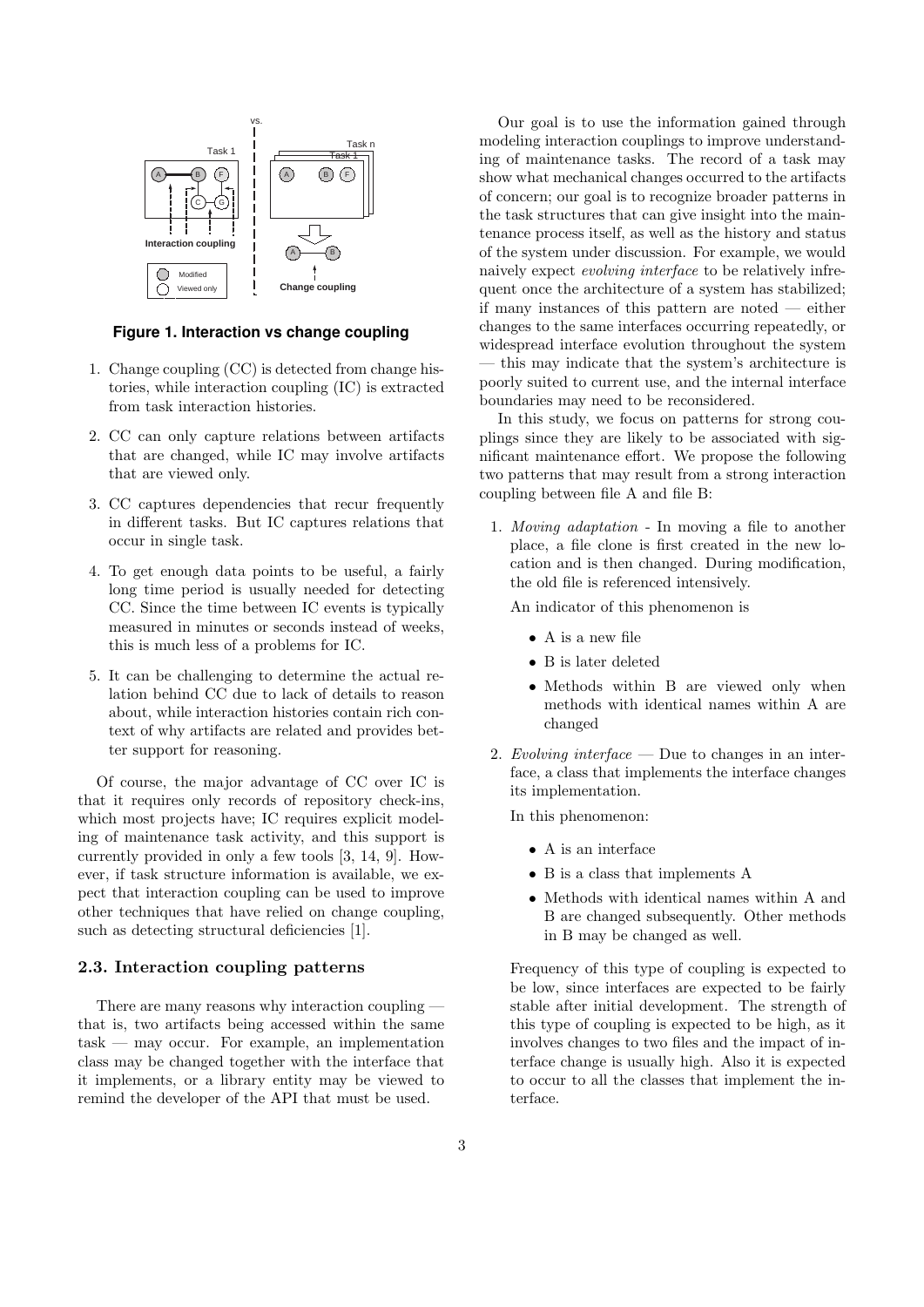vs.

Task 1

A B F

C G

Interaction coupling

Modified

Viewed only

Task n

Task 1

A B F

A B

Change coupling

**Figure 1. Interaction vs change coupling**

1. Change coupling (CC) is detected from change histories, while interaction coupling (IC) is extracted from task interaction histories.
2. CC can only capture relations between artifacts that are changed, while IC may involve artifacts that are viewed only.
3. CC captures dependencies that recur frequently in different tasks. But IC captures relations that occur in single task.
4. To get enough data points to be useful, a fairly long time period is usually needed for detecting CC. Since the time between IC events is typically measured in minutes or seconds instead of weeks, this is much less of a problems for IC.
5. It can be challenging to determine the actual relation behind CC due to lack of details to reason about, while interaction histories contain rich context of why artifacts are related and provides better support for reasoning.

Of course, the major advantage of CC over IC is that it requires only records of repository check-ins, which most projects have; IC requires explicit modeling of maintenance task activity, and this support is currently provided in only a few tools [3, 14, 9]. However, if task structure information is available, we expect that interaction coupling can be used to improve other techniques that have relied on change coupling, such as detecting structural deficiencies [1].

### 2.3. Interaction coupling patterns

There are many reasons why interaction coupling — that is, two artifacts being accessed within the same task — may occur. For example, an implementation class may be changed together with the interface that it implements, or a library entity may be viewed to remind the developer of the API that must be used.

Our goal is to use the information gained through modeling interaction couplings to improve understanding of maintenance tasks. The record of a task may show what mechanical changes occurred to the artifacts of concern; our goal is to recognize broader patterns in the task structures that can give insight into the maintenance process itself, as well as the history and status of the system under discussion. For example, we would naively expect *evolving interface* to be relatively infrequent once the architecture of a system has stabilized; if many instances of this pattern are noted — either changes to the same interfaces occurring repeatedly, or widespread interface evolution throughout the system — this may indicate that the system's architecture is poorly suited to current use, and the internal interface boundaries may need to be reconsidered.

In this study, we focus on patterns for strong couplings since they are likely to be associated with significant maintenance effort. We propose the following two patterns that may result from a strong interaction coupling between file A and file B:

1. *Moving adaptation* - In moving a file to another place, a file clone is first created in the new location and is then changed. During modification, the old file is referenced intensively.

   An indicator of this phenomenon is

   - A is a new file
   - B is later deleted
   - Methods within B are viewed only when methods with identical names within A are changed

2. *Evolving interface* — Due to changes in an interface, a class that implements the interface changes its implementation.

   In this phenomenon:

   - A is an interface
   - B is a class that implements A
   - Methods with identical names within A and B are changed subsequently. Other methods in B may be changed as well.

   Frequency of this type of coupling is expected to be low, since interfaces are expected to be fairly stable after initial development. The strength of this type of coupling is expected to be high, as it involves changes to two files and the impact of interface change is usually high. Also it is expected to occur to all the classes that implement the interface.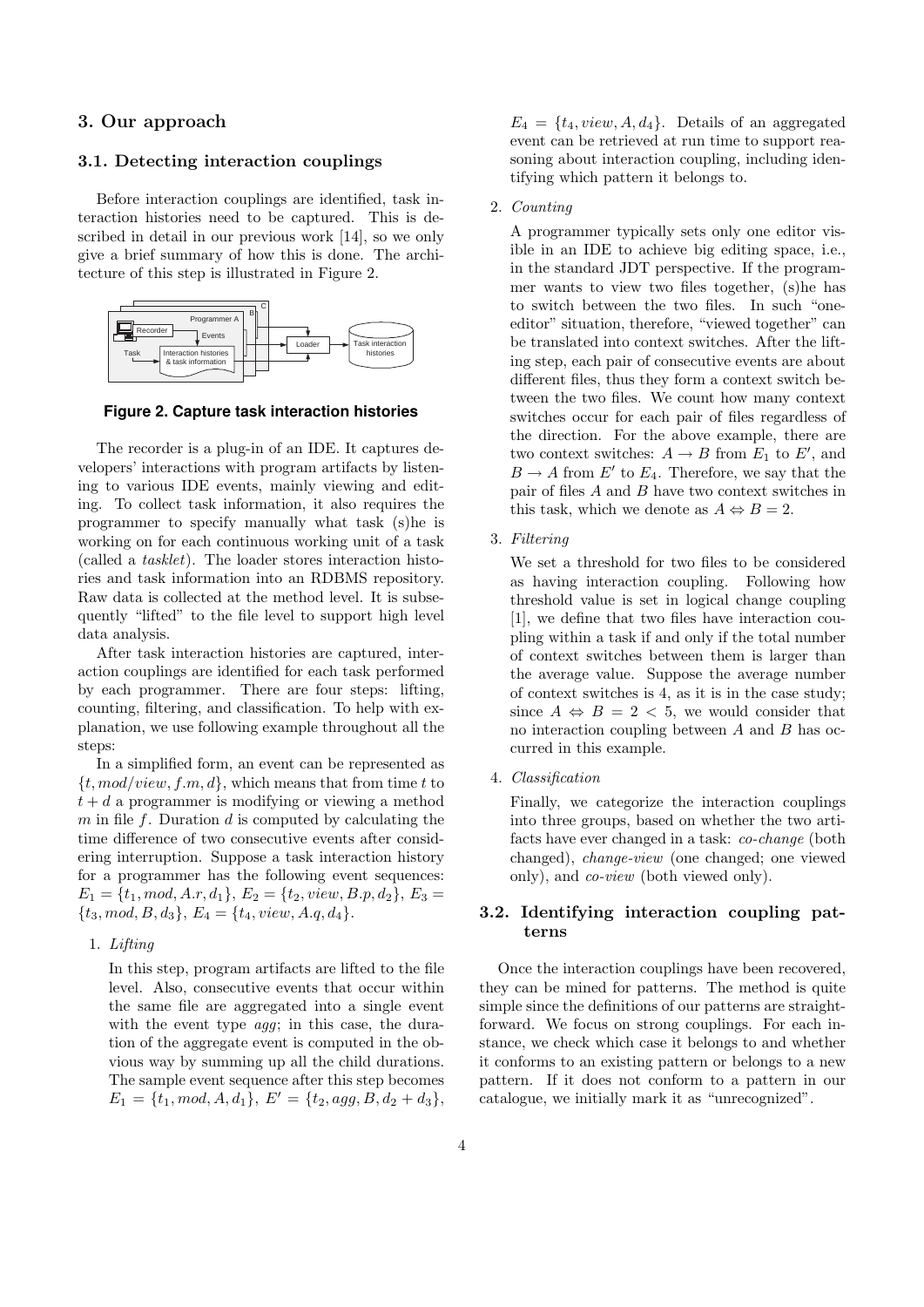## 3. Our approach

### 3.1. Detecting interaction couplings

Before interaction couplings are identified, task interaction histories need to be captured. This is described in detail in our previous work [14], so we only give a brief summary of how this is done. The architecture of this step is illustrated in Figure 2.

**Figure 2. Capture task interaction histories**

The recorder is a plug-in of an IDE. It captures developers' interactions with program artifacts by listening to various IDE events, mainly viewing and editing. To collect task information, it also requires the programmer to specify manually what task (s)he is working on for each continuous working unit of a task (called a *tasklet*). The loader stores interaction histories and task information into an RDBMS repository. Raw data is collected at the method level. It is subsequently "lifted" to the file level to support high level data analysis.

After task interaction histories are captured, interaction couplings are identified for each task performed by each programmer. There are four steps: lifting, counting, filtering, and classification. To help with explanation, we use following example throughout all the steps:

In a simplified form, an event can be represented as $\{t, mod/view, f.m, d\}$, which means that from time $t$ to $t + d$ a programmer is modifying or viewing a method $m$ in file $f$. Duration $d$ is computed by calculating the time difference of two consecutive events after considering interruption. Suppose a task interaction history for a programmer has the following event sequences: $E_1 = \{t_1, mod, A.r, d_1\}$, $E_2 = \{t_2, view, B.p, d_2\}$, $E_3 = \{t_3, mod, B, d_3\}$, $E_4 = \{t_4, view, A.q, d_4\}$.

1. *Lifting*

   In this step, program artifacts are lifted to the file level. Also, consecutive events that occur within the same file are aggregated into a single event with the event type *agg*; in this case, the duration of the aggregate event is computed in the obvious way by summing up all the child durations. The sample event sequence after this step becomes $E_1 = \{t_1, mod, A, d_1\}$, $E' = \{t_2, agg, B, d_2 + d_3\}$, $E_4 = \{t_4, view, A, d_4\}$. Details of an aggregated event can be retrieved at run time to support reasoning about interaction coupling, including identifying which pattern it belongs to.

2. *Counting*

   A programmer typically sets only one editor visible in an IDE to achieve big editing space, i.e., in the standard JDT perspective. If the programmer wants to view two files together, (s)he has to switch between the two files. In such "one-editor" situation, therefore, "viewed together" can be translated into context switches. After the lifting step, each pair of consecutive events are about different files, thus they form a context switch between the two files. We count how many context switches occur for each pair of files regardless of the direction. For the above example, there are two context switches: $A \rightarrow B$ from $E_1$ to $E'$, and $B \rightarrow A$ from $E'$ to $E_4$. Therefore, we say that the pair of files $A$ and $B$ have two context switches in this task, which we denote as $A \Leftrightarrow B = 2$.

3. *Filtering*

   We set a threshold for two files to be considered as having interaction coupling. Following how threshold value is set in logical change coupling [1], we define that two files have interaction coupling within a task if and only if the total number of context switches between them is larger than the average value. Suppose the average number of context switches is 4, as it is in the case study; since $A \Leftrightarrow B = 2 < 5$, we would consider that no interaction coupling between $A$ and $B$ has occurred in this example.

4. *Classification*

   Finally, we categorize the interaction couplings into three groups, based on whether the two artifacts have ever changed in a task: *co-change* (both changed), *change-view* (one changed; one viewed only), and *co-view* (both viewed only).

### 3.2. Identifying interaction coupling patterns

Once the interaction couplings have been recovered, they can be mined for patterns. The method is quite simple since the definitions of our patterns are straightforward. We focus on strong couplings. For each instance, we check which case it belongs to and whether it conforms to an existing pattern or belongs to a new pattern. If it does not conform to a pattern in our catalogue, we initially mark it as "unrecognized".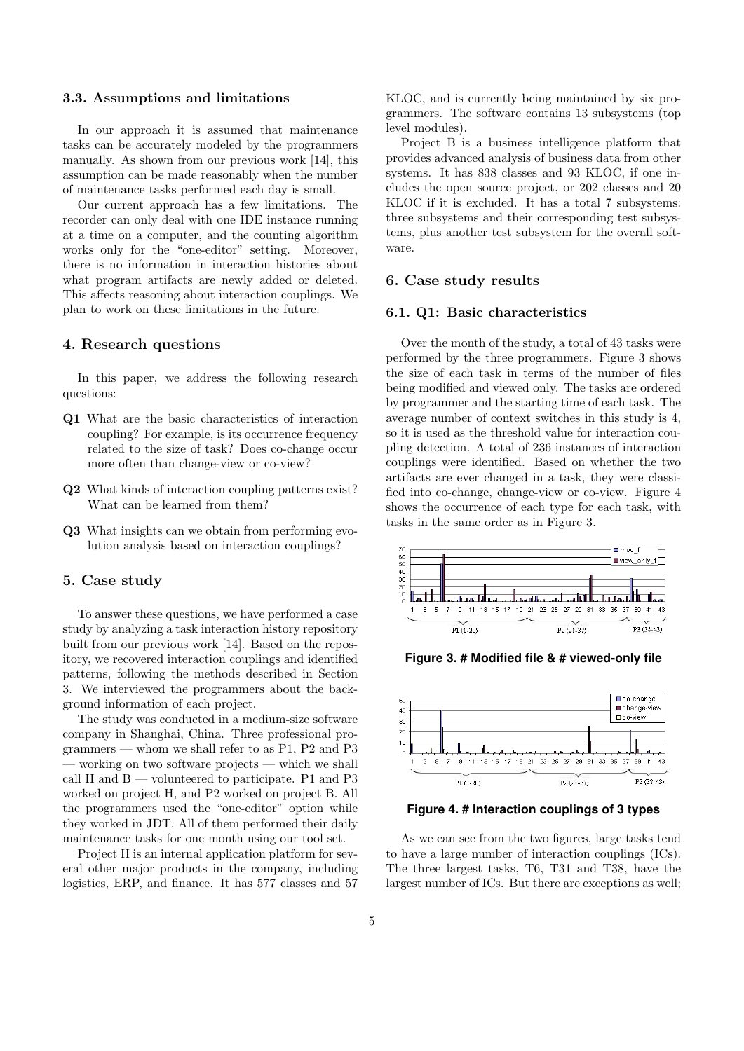### 3.3. Assumptions and limitations

In our approach it is assumed that maintenance tasks can be accurately modeled by the programmers manually. As shown from our previous work [14], this assumption can be made reasonably when the number of maintenance tasks performed each day is small.

Our current approach has a few limitations. The recorder can only deal with one IDE instance running at a time on a computer, and the counting algorithm works only for the "one-editor" setting. Moreover, there is no information in interaction histories about what program artifacts are newly added or deleted. This affects reasoning about interaction couplings. We plan to work on these limitations in the future.

## 4. Research questions

In this paper, we address the following research questions:

- **Q1** What are the basic characteristics of interaction coupling? For example, is its occurrence frequency related to the size of task? Does co-change occur more often than change-view or co-view?
- **Q2** What kinds of interaction coupling patterns exist? What can be learned from them?
- **Q3** What insights can we obtain from performing evolution analysis based on interaction couplings?

## 5. Case study

To answer these questions, we have performed a case study by analyzing a task interaction history repository built from our previous work [14]. Based on the repository, we recovered interaction couplings and identified patterns, following the methods described in Section 3. We interviewed the programmers about the background information of each project.

The study was conducted in a medium-size software company in Shanghai, China. Three professional programmers — whom we shall refer to as P1, P2 and P3 — working on two software projects — which we shall call H and B — volunteered to participate. P1 and P3 worked on project H, and P2 worked on project B. All the programmers used the "one-editor" option while they worked in JDT. All of them performed their daily maintenance tasks for one month using our tool set.

Project H is an internal application platform for several other major products in the company, including logistics, ERP, and finance. It has 577 classes and 57 KLOC, and is currently being maintained by six programmers. The software contains 13 subsystems (top level modules).

Project B is a business intelligence platform that provides advanced analysis of business data from other systems. It has 838 classes and 93 KLOC, if one includes the open source project, or 202 classes and 20 KLOC if it is excluded. It has a total 7 subsystems: three subsystems and their corresponding test subsystems, plus another test subsystem for the overall software.

## 6. Case study results

### 6.1. Q1: Basic characteristics

Over the month of the study, a total of 43 tasks were performed by the three programmers. Figure 3 shows the size of each task in terms of the number of files being modified and viewed only. The tasks are ordered by programmer and the starting time of each task. The average number of context switches in this study is 4, so it is used as the threshold value for interaction coupling detection. A total of 236 instances of interaction couplings were identified. Based on whether the two artifacts are ever changed in a task, they were classified into co-change, change-view or co-view. Figure 4 shows the occurrence of each type for each task, with tasks in the same order as in Figure 3.

**Figure 3. # Modified file & # viewed-only file**

**Figure 4. # Interaction couplings of 3 types**

As we can see from the two figures, large tasks tend to have a large number of interaction couplings (ICs). The three largest tasks, T6, T31 and T38, have the largest number of ICs. But there are exceptions as well;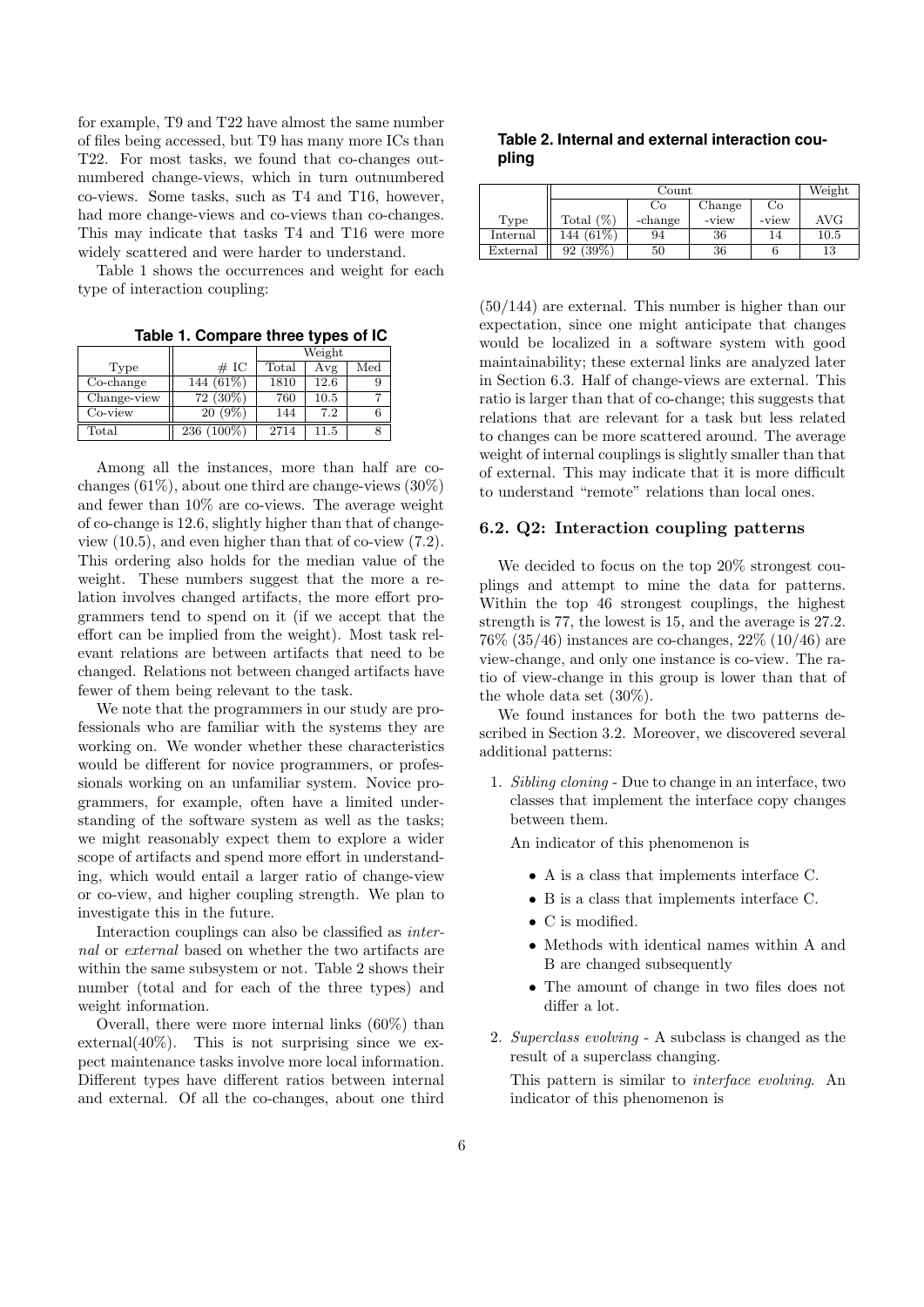for example, T9 and T22 have almost the same number of files being accessed, but T9 has many more ICs than T22. For most tasks, we found that co-changes outnumbered change-views, which in turn outnumbered co-views. Some tasks, such as T4 and T16, however, had more change-views and co-views than co-changes. This may indicate that tasks T4 and T16 were more widely scattered and were harder to understand.

Table 1 shows the occurrences and weight for each type of interaction coupling:

**Table 1. Compare three types of IC**

| Type | # IC | Weight | | |
|---|---|---|---|---|
| | | Total | Avg | Med |
| Co-change | 144 (61%) | 1810 | 12.6 | 9 |
| Change-view | 72 (30%) | 760 | 10.5 | 7 |
| Co-view | 20 (9%) | 144 | 7.2 | 6 |
| Total | 236 (100%) | 2714 | 11.5 | 8 |

Among all the instances, more than half are co-changes (61%), about one third are change-views (30%) and fewer than 10% are co-views. The average weight of co-change is 12.6, slightly higher than that of change-view (10.5), and even higher than that of co-view (7.2). This ordering also holds for the median value of the weight. These numbers suggest that the more a relation involves changed artifacts, the more effort programmers tend to spend on it (if we accept that the effort can be implied from the weight). Most task relevant relations are between artifacts that need to be changed. Relations not between changed artifacts have fewer of them being relevant to the task.

We note that the programmers in our study are professionals who are familiar with the systems they are working on. We wonder whether these characteristics would be different for novice programmers, or professionals working on an unfamiliar system. Novice programmers, for example, often have a limited understanding of the software system as well as the tasks; we might reasonably expect them to explore a wider scope of artifacts and spend more effort in understanding, which would entail a larger ratio of change-view or co-view, and higher coupling strength. We plan to investigate this in the future.

Interaction couplings can also be classified as *internal* or *external* based on whether the two artifacts are within the same subsystem or not. Table 2 shows their number (total and for each of the three types) and weight information.

Overall, there were more internal links (60%) than external(40%). This is not surprising since we expect maintenance tasks involve more local information. Different types have different ratios between internal and external. Of all the co-changes, about one third

**Table 2. Internal and external interaction coupling**

| | Count | | | | Weight |
|---|---|---|---|---|---|
| Type | Total (%) | Co -change | Change -view | Co -view | AVG |
| Internal | 144 (61%) | 94 | 36 | 14 | 10.5 |
| External | 92 (39%) | 50 | 36 | 6 | 13 |

(50/144) are external. This number is higher than our expectation, since one might anticipate that changes would be localized in a software system with good maintainability; these external links are analyzed later in Section 6.3. Half of change-views are external. This ratio is larger than that of co-change; this suggests that relations that are relevant for a task but less related to changes can be more scattered around. The average weight of internal couplings is slightly smaller than that of external. This may indicate that it is more difficult to understand "remote" relations than local ones.

### 6.2. Q2: Interaction coupling patterns

We decided to focus on the top 20% strongest couplings and attempt to mine the data for patterns. Within the top 46 strongest couplings, the highest strength is 77, the lowest is 15, and the average is 27.2. 76% (35/46) instances are co-changes, 22% (10/46) are view-change, and only one instance is co-view. The ratio of view-change in this group is lower than that of the whole data set (30%).

We found instances for both the two patterns described in Section 3.2. Moreover, we discovered several additional patterns:

1. *Sibling cloning* - Due to change in an interface, two classes that implement the interface copy changes between them.

   An indicator of this phenomenon is

   - A is a class that implements interface C.
   - B is a class that implements interface C.
   - C is modified.
   - Methods with identical names within A and B are changed subsequently
   - The amount of change in two files does not differ a lot.

2. *Superclass evolving* - A subclass is changed as the result of a superclass changing.

   This pattern is similar to *interface evolving*. An indicator of this phenomenon is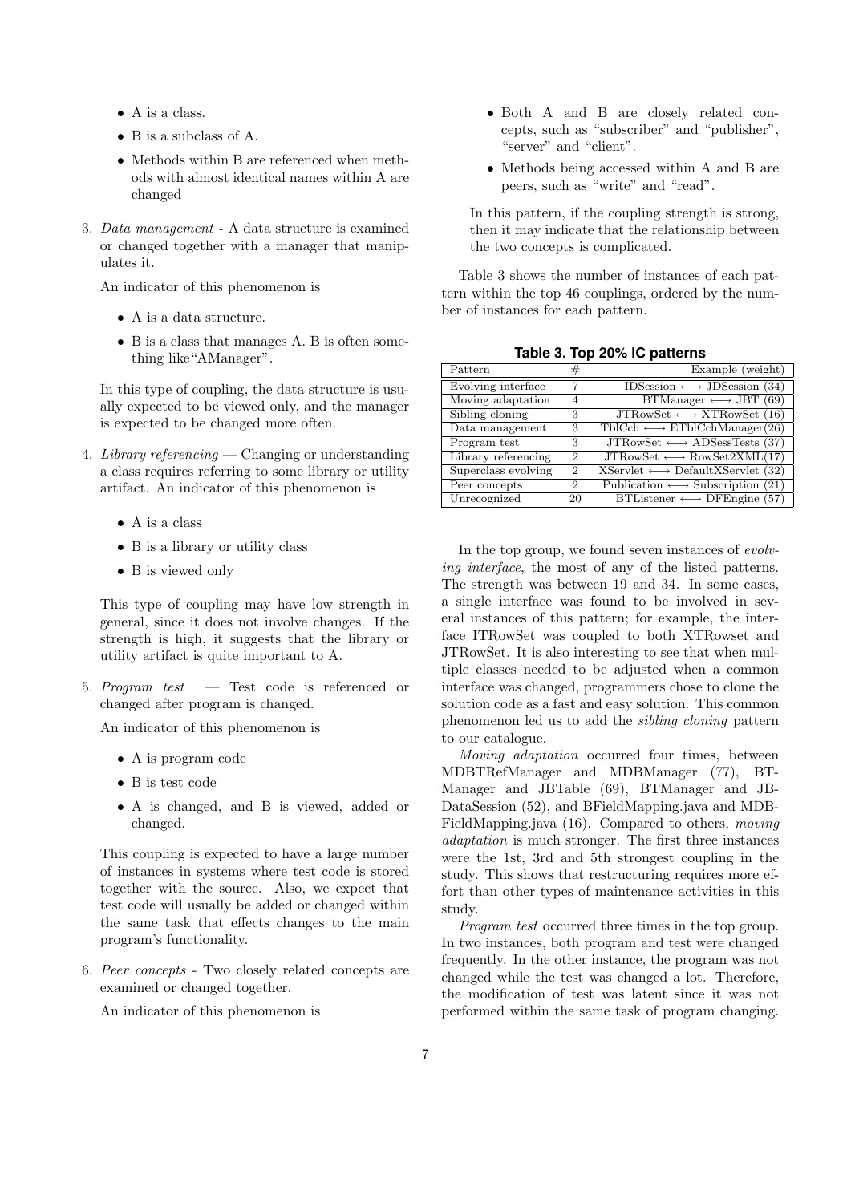- A is a class.
- B is a subclass of A.
- Methods within B are referenced when methods with almost identical names within A are changed

3. *Data management* - A data structure is examined or changed together with a manager that manipulates it.

   An indicator of this phenomenon is

   - A is a data structure.
   - B is a class that manages A. B is often something like"AManager".

   In this type of coupling, the data structure is usually expected to be viewed only, and the manager is expected to be changed more often.

4. *Library referencing* — Changing or understanding a class requires referring to some library or utility artifact. An indicator of this phenomenon is

   - A is a class
   - B is a library or utility class
   - B is viewed only

   This type of coupling may have low strength in general, since it does not involve changes. If the strength is high, it suggests that the library or utility artifact is quite important to A.

5. *Program test* — Test code is referenced or changed after program is changed.

   An indicator of this phenomenon is

   - A is program code
   - B is test code
   - A is changed, and B is viewed, added or changed.

   This coupling is expected to have a large number of instances in systems where test code is stored together with the source. Also, we expect that test code will usually be added or changed within the same task that effects changes to the main program's functionality.

6. *Peer concepts* - Two closely related concepts are examined or changed together.

   An indicator of this phenomenon is

   - Both A and B are closely related concepts, such as "subscriber" and "publisher", "server" and "client".
   - Methods being accessed within A and B are peers, such as "write" and "read".

   In this pattern, if the coupling strength is strong, then it may indicate that the relationship between the two concepts is complicated.

Table 3 shows the number of instances of each pattern within the top 46 couplings, ordered by the number of instances for each pattern.

**Table 3. Top 20% IC patterns**

| Pattern | # | Example (weight) |
|---|---|---|
| Evolving interface | 7 | IDSession ⟷ JDSession (34) |
| Moving adaptation | 4 | BTManager ⟷ JBT (69) |
| Sibling cloning | 3 | JTRowSet ⟷ XTRowSet (16) |
| Data management | 3 | TblCch ⟷ ETblCchManager(26) |
| Program test | 3 | JTRowSet ⟷ ADSessTests (37) |
| Library referencing | 2 | JTRowSet ⟷ RowSet2XML(17) |
| Superclass evolving | 2 | XServlet ⟷ DefaultXServlet (32) |
| Peer concepts | 2 | Publication ⟷ Subscription (21) |
| Unrecognized | 20 | BTListener ⟷ DFEngine (57) |

In the top group, we found seven instances of *evolving interface*, the most of any of the listed patterns. The strength was between 19 and 34. In some cases, a single interface was found to be involved in several instances of this pattern; for example, the interface ITRowSet was coupled to both XTRowset and JTRowSet. It is also interesting to see that when multiple classes needed to be adjusted when a common interface was changed, programmers chose to clone the solution code as a fast and easy solution. This common phenomenon led us to add the *sibling cloning* pattern to our catalogue.

*Moving adaptation* occurred four times, between MDBTRefManager and MDBManager (77), BTManager and JBTable (69), BTManager and JBDataSession (52), and BFieldMapping.java and MDBFieldMapping.java (16). Compared to others, *moving adaptation* is much stronger. The first three instances were the 1st, 3rd and 5th strongest coupling in the study. This shows that restructuring requires more effort than other types of maintenance activities in this study.

*Program test* occurred three times in the top group. In two instances, both program and test were changed frequently. In the other instance, the program was not changed while the test was changed a lot. Therefore, the modification of test was latent since it was not performed within the same task of program changing.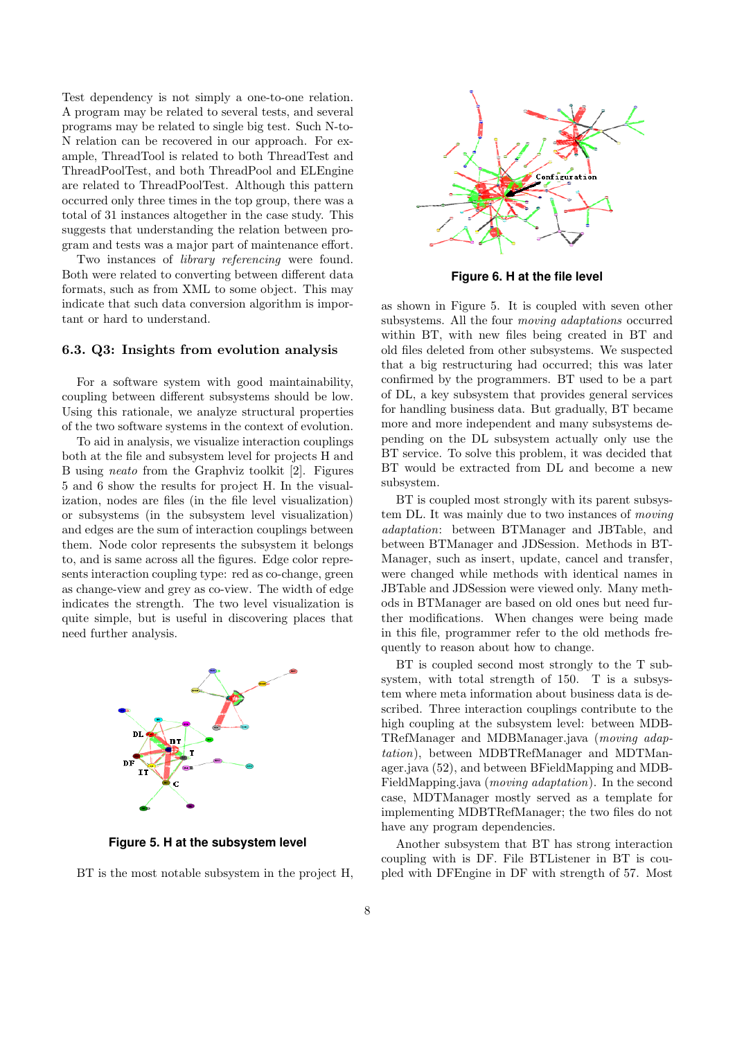Test dependency is not simply a one-to-one relation. A program may be related to several tests, and several programs may be related to single big test. Such N-to-N relation can be recovered in our approach. For example, ThreadTool is related to both ThreadTest and ThreadPoolTest, and both ThreadPool and ELEngine are related to ThreadPoolTest. Although this pattern occurred only three times in the top group, there was a total of 31 instances altogether in the case study. This suggests that understanding the relation between program and tests was a major part of maintenance effort.

Two instances of *library referencing* were found. Both were related to converting between different data formats, such as from XML to some object. This may indicate that such data conversion algorithm is important or hard to understand.

### 6.3. Q3: Insights from evolution analysis

For a software system with good maintainability, coupling between different subsystems should be low. Using this rationale, we analyze structural properties of the two software systems in the context of evolution.

To aid in analysis, we visualize interaction couplings both at the file and subsystem level for projects H and B using *neato* from the Graphviz toolkit [2]. Figures 5 and 6 show the results for project H. In the visualization, nodes are files (in the file level visualization) or subsystems (in the subsystem level visualization) and edges are the sum of interaction couplings between them. Node color represents the subsystem it belongs to, and is same across all the figures. Edge color represents interaction coupling type: red as co-change, green as change-view and grey as co-view. The width of edge indicates the strength. The two level visualization is quite simple, but is useful in discovering places that need further analysis.

**Figure 5. H at the subsystem level**

BT is the most notable subsystem in the project H, as shown in Figure 5. It is coupled with seven other subsystems. All the four *moving adaptations* occurred within BT, with new files being created in BT and old files deleted from other subsystems. We suspected that a big restructuring had occurred; this was later confirmed by the programmers. BT used to be a part of DL, a key subsystem that provides general services for handling business data. But gradually, BT became more and more independent and many subsystems depending on the DL subsystem actually only use the BT service. To solve this problem, it was decided that BT would be extracted from DL and become a new subsystem.

**Figure 6. H at the file level**

BT is coupled most strongly with its parent subsystem DL. It was mainly due to two instances of *moving adaptation*: between BTManager and JBTable, and between BTManager and JDSession. Methods in BTManager, such as insert, update, cancel and transfer, were changed while methods with identical names in JBTable and JDSession were viewed only. Many methods in BTManager are based on old ones but need further modifications. When changes were being made in this file, programmer refer to the old methods frequently to reason about how to change.

BT is coupled second most strongly to the T subsystem, with total strength of 150. T is a subsystem where meta information about business data is described. Three interaction couplings contribute to the high coupling at the subsystem level: between MDBTRefManager and MDBManager.java (*moving adaptation*), between MDBTRefManager and MDTManager.java (52), and between BFieldMapping and MDBFieldMapping.java (*moving adaptation*). In the second case, MDTManager mostly served as a template for implementing MDBTRefManager; the two files do not have any program dependencies.

Another subsystem that BT has strong interaction coupling with is DF. File BTListener in BT is coupled with DFEngine in DF with strength of 57. Most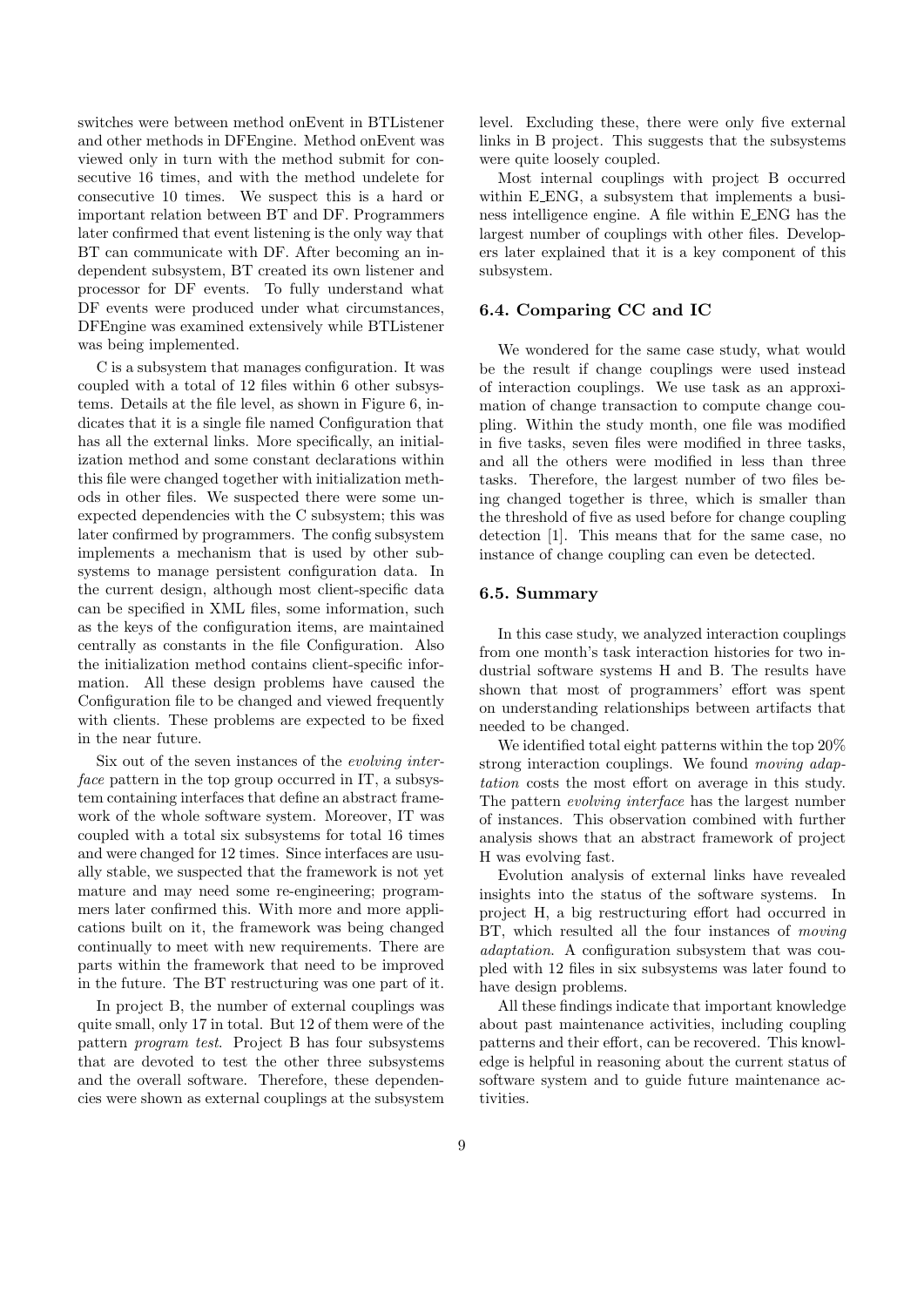switches were between method onEvent in BTListener and other methods in DFEngine. Method onEvent was viewed only in turn with the method submit for consecutive 16 times, and with the method undelete for consecutive 10 times. We suspect this is a hard or important relation between BT and DF. Programmers later confirmed that event listening is the only way that BT can communicate with DF. After becoming an independent subsystem, BT created its own listener and processor for DF events. To fully understand what DF events were produced under what circumstances, DFEngine was examined extensively while BTListener was being implemented.

C is a subsystem that manages configuration. It was coupled with a total of 12 files within 6 other subsystems. Details at the file level, as shown in Figure 6, indicates that it is a single file named Configuration that has all the external links. More specifically, an initialization method and some constant declarations within this file were changed together with initialization methods in other files. We suspected there were some unexpected dependencies with the C subsystem; this was later confirmed by programmers. The config subsystem implements a mechanism that is used by other subsystems to manage persistent configuration data. In the current design, although most client-specific data can be specified in XML files, some information, such as the keys of the configuration items, are maintained centrally as constants in the file Configuration. Also the initialization method contains client-specific information. All these design problems have caused the Configuration file to be changed and viewed frequently with clients. These problems are expected to be fixed in the near future.

Six out of the seven instances of the *evolving interface* pattern in the top group occurred in IT, a subsystem containing interfaces that define an abstract framework of the whole software system. Moreover, IT was coupled with a total six subsystems for total 16 times and were changed for 12 times. Since interfaces are usually stable, we suspected that the framework is not yet mature and may need some re-engineering; programmers later confirmed this. With more and more applications built on it, the framework was being changed continually to meet with new requirements. There are parts within the framework that need to be improved in the future. The BT restructuring was one part of it.

In project B, the number of external couplings was quite small, only 17 in total. But 12 of them were of the pattern *program test*. Project B has four subsystems that are devoted to test the other three subsystems and the overall software. Therefore, these dependencies were shown as external couplings at the subsystem level. Excluding these, there were only five external links in B project. This suggests that the subsystems were quite loosely coupled.

Most internal couplings with project B occurred within E_ENG, a subsystem that implements a business intelligence engine. A file within E_ENG has the largest number of couplings with other files. Developers later explained that it is a key component of this subsystem.

### 6.4. Comparing CC and IC

We wondered for the same case study, what would be the result if change couplings were used instead of interaction couplings. We use task as an approximation of change transaction to compute change coupling. Within the study month, one file was modified in five tasks, seven files were modified in three tasks, and all the others were modified in less than three tasks. Therefore, the largest number of two files being changed together is three, which is smaller than the threshold of five as used before for change coupling detection [1]. This means that for the same case, no instance of change coupling can even be detected.

### 6.5. Summary

In this case study, we analyzed interaction couplings from one month's task interaction histories for two industrial software systems H and B. The results have shown that most of programmers' effort was spent on understanding relationships between artifacts that needed to be changed.

We identified total eight patterns within the top 20% strong interaction couplings. We found *moving adaptation* costs the most effort on average in this study. The pattern *evolving interface* has the largest number of instances. This observation combined with further analysis shows that an abstract framework of project H was evolving fast.

Evolution analysis of external links have revealed insights into the status of the software systems. In project H, a big restructuring effort had occurred in BT, which resulted all the four instances of *moving adaptation*. A configuration subsystem that was coupled with 12 files in six subsystems was later found to have design problems.

All these findings indicate that important knowledge about past maintenance activities, including coupling patterns and their effort, can be recovered. This knowledge is helpful in reasoning about the current status of software system and to guide future maintenance activities.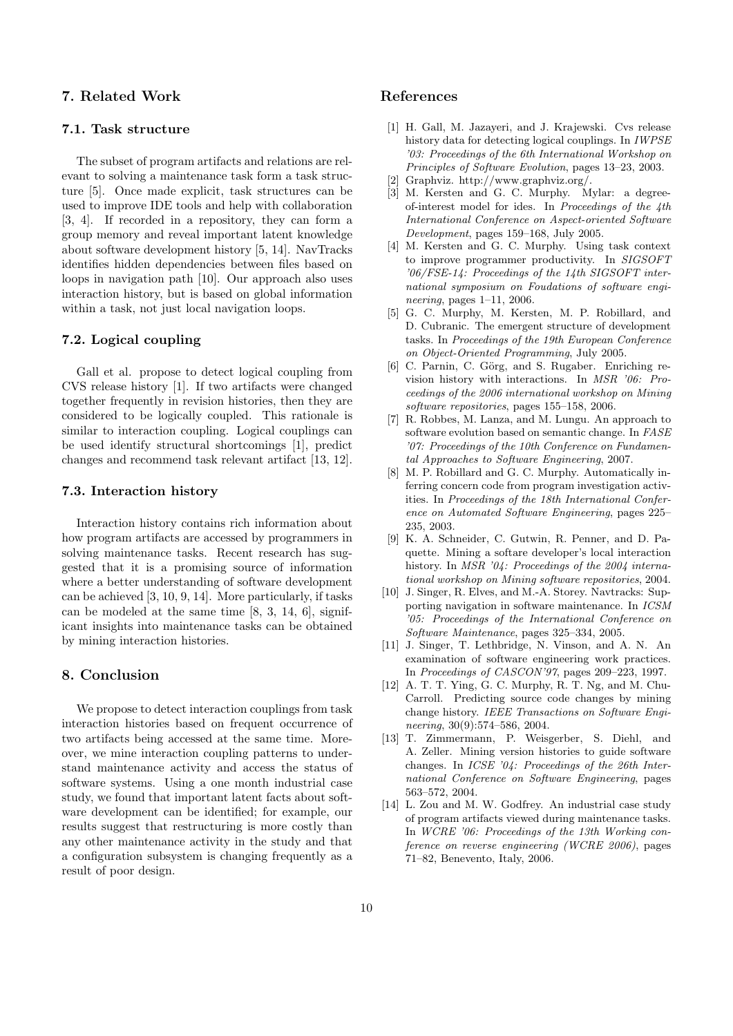## 7. Related Work

### 7.1. Task structure

The subset of program artifacts and relations are relevant to solving a maintenance task form a task structure [5]. Once made explicit, task structures can be used to improve IDE tools and help with collaboration [3, 4]. If recorded in a repository, they can form a group memory and reveal important latent knowledge about software development history [5, 14]. NavTracks identifies hidden dependencies between files based on loops in navigation path [10]. Our approach also uses interaction history, but is based on global information within a task, not just local navigation loops.

### 7.2. Logical coupling

Gall et al. propose to detect logical coupling from CVS release history [1]. If two artifacts were changed together frequently in revision histories, then they are considered to be logically coupled. This rationale is similar to interaction coupling. Logical couplings can be used identify structural shortcomings [1], predict changes and recommend task relevant artifact [13, 12].

### 7.3. Interaction history

Interaction history contains rich information about how program artifacts are accessed by programmers in solving maintenance tasks. Recent research has suggested that it is a promising source of information where a better understanding of software development can be achieved [3, 10, 9, 14]. More particularly, if tasks can be modeled at the same time [8, 3, 14, 6], significant insights into maintenance tasks can be obtained by mining interaction histories.

## 8. Conclusion

We propose to detect interaction couplings from task interaction histories based on frequent occurrence of two artifacts being accessed at the same time. Moreover, we mine interaction coupling patterns to understand maintenance activity and access the status of software systems. Using a one month industrial case study, we found that important latent facts about software development can be identified; for example, our results suggest that restructuring is more costly than any other maintenance activity in the study and that a configuration subsystem is changing frequently as a result of poor design.

## References

[1] H. Gall, M. Jazayeri, and J. Krajewski. Cvs release history data for detecting logical couplings. In *IWPSE '03: Proceedings of the 6th International Workshop on Principles of Software Evolution*, pages 13–23, 2003.

[2] Graphviz. http://www.graphviz.org/.

[3] M. Kersten and G. C. Murphy. Mylar: a degree-of-interest model for ides. In *Proceedings of the 4th International Conference on Aspect-oriented Software Development*, pages 159–168, July 2005.

[4] M. Kersten and G. C. Murphy. Using task context to improve programmer productivity. In *SIGSOFT '06/FSE-14: Proceedings of the 14th SIGSOFT international symposium on Foudations of software engineering*, pages 1–11, 2006.

[5] G. C. Murphy, M. Kersten, M. P. Robillard, and D. Cubranic. The emergent structure of development tasks. In *Proceedings of the 19th European Conference on Object-Oriented Programming*, July 2005.

[6] C. Parnin, C. Görg, and S. Rugaber. Enriching revision history with interactions. In *MSR '06: Proceedings of the 2006 international workshop on Mining software repositories*, pages 155–158, 2006.

[7] R. Robbes, M. Lanza, and M. Lungu. An approach to software evolution based on semantic change. In *FASE '07: Proceedings of the 10th Conference on Fundamental Approaches to Software Engineering*, 2007.

[8] M. P. Robillard and G. C. Murphy. Automatically inferring concern code from program investigation activities. In *Proceedings of the 18th International Conference on Automated Software Engineering*, pages 225–235, 2003.

[9] K. A. Schneider, C. Gutwin, R. Penner, and D. Paquette. Mining a softare developer's local interaction history. In *MSR '04: Proceedings of the 2004 international workshop on Mining software repositories*, 2004.

[10] J. Singer, R. Elves, and M.-A. Storey. Navtracks: Supporting navigation in software maintenance. In *ICSM '05: Proceedings of the International Conference on Software Maintenance*, pages 325–334, 2005.

[11] J. Singer, T. Lethbridge, N. Vinson, and A. N. An examination of software engineering work practices. In *Proceedings of CASCON'97*, pages 209–223, 1997.

[12] A. T. T. Ying, G. C. Murphy, R. T. Ng, and M. Chu-Carroll. Predicting source code changes by mining change history. *IEEE Transactions on Software Engineering*, 30(9):574–586, 2004.

[13] T. Zimmermann, P. Weisgerber, S. Diehl, and A. Zeller. Mining version histories to guide software changes. In *ICSE '04: Proceedings of the 26th International Conference on Software Engineering*, pages 563–572, 2004.

[14] L. Zou and M. W. Godfrey. An industrial case study of program artifacts viewed during maintenance tasks. In *WCRE '06: Proceedings of the 13th Working conference on reverse engineering (WCRE 2006)*, pages 71–82, Benevento, Italy, 2006.